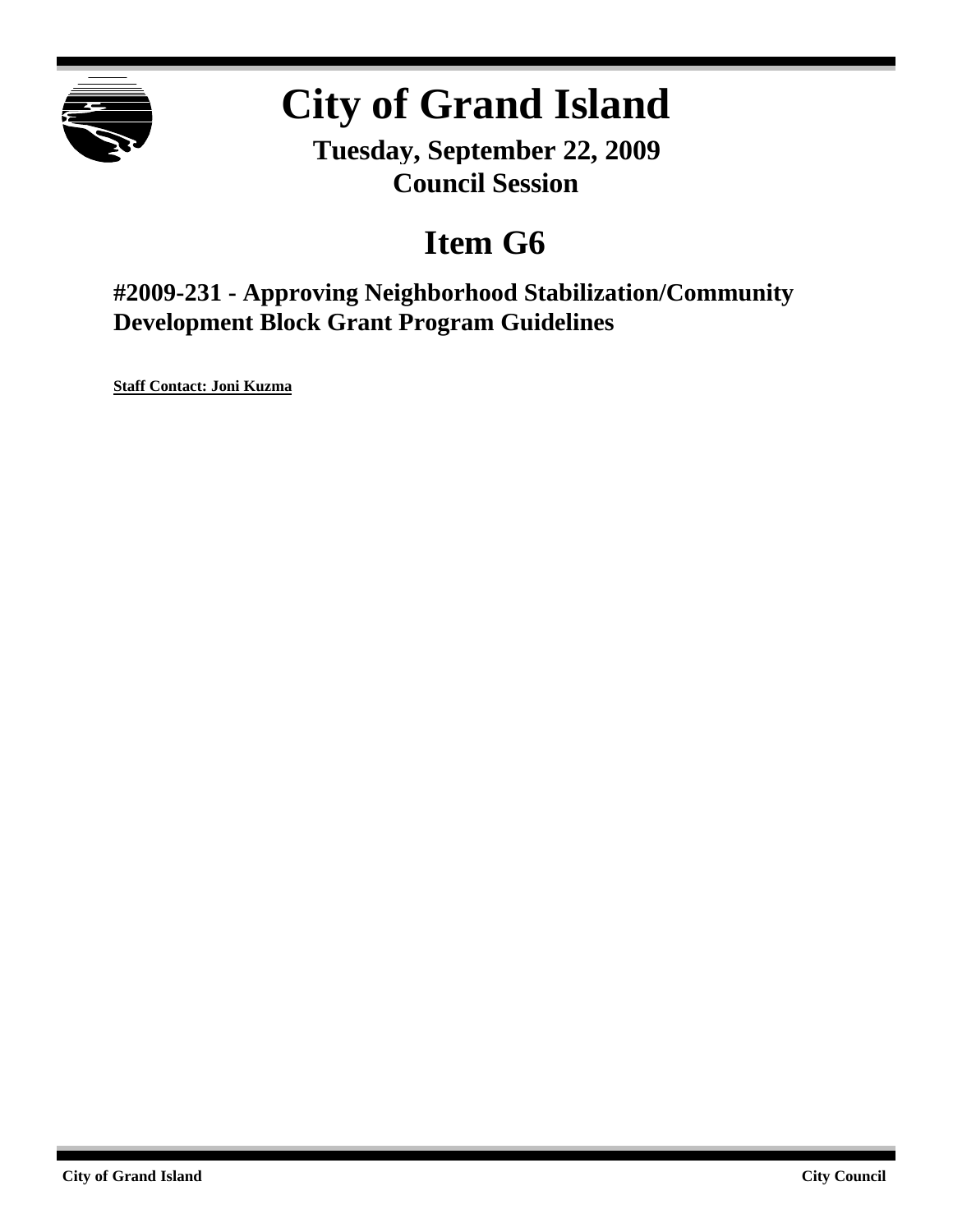# City of Grand Island

**Tuesday, September 22, 2009**
**Council Session**

## Item G6

### #2009-231 - Approving Neighborhood Stabilization/Community Development Block Grant Program Guidelines

**Staff Contact: Joni Kuzma**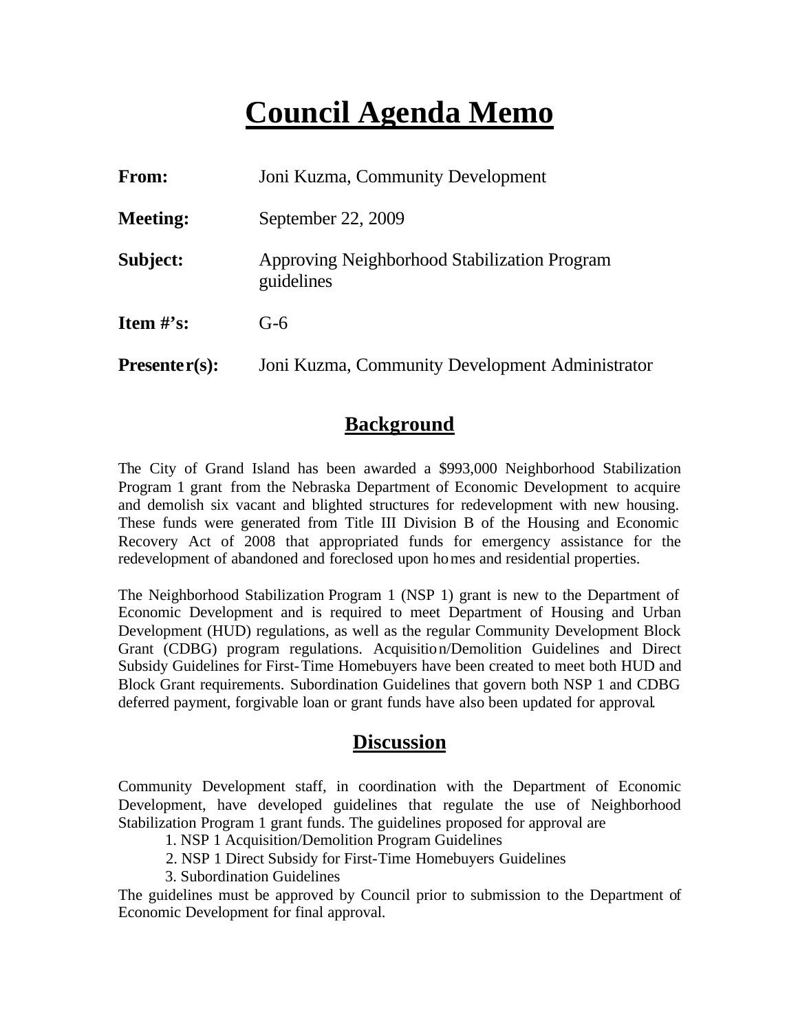# Council Agenda Memo

| | |
|---|---|
| **From:** | Joni Kuzma, Community Development |
| **Meeting:** | September 22, 2009 |
| **Subject:** | Approving Neighborhood Stabilization Program guidelines |
| **Item #'s:** | G-6 |
| **Presenter(s):** | Joni Kuzma, Community Development Administrator |

## Background

The City of Grand Island has been awarded a $993,000 Neighborhood Stabilization Program 1 grant from the Nebraska Department of Economic Development to acquire and demolish six vacant and blighted structures for redevelopment with new housing. These funds were generated from Title III Division B of the Housing and Economic Recovery Act of 2008 that appropriated funds for emergency assistance for the redevelopment of abandoned and foreclosed upon homes and residential properties.

The Neighborhood Stabilization Program 1 (NSP 1) grant is new to the Department of Economic Development and is required to meet Department of Housing and Urban Development (HUD) regulations, as well as the regular Community Development Block Grant (CDBG) program regulations. Acquisition/Demolition Guidelines and Direct Subsidy Guidelines for First-Time Homebuyers have been created to meet both HUD and Block Grant requirements. Subordination Guidelines that govern both NSP 1 and CDBG deferred payment, forgivable loan or grant funds have also been updated for approval.

## Discussion

Community Development staff, in coordination with the Department of Economic Development, have developed guidelines that regulate the use of Neighborhood Stabilization Program 1 grant funds. The guidelines proposed for approval are

1. NSP 1 Acquisition/Demolition Program Guidelines
2. NSP 1 Direct Subsidy for First-Time Homebuyers Guidelines
3. Subordination Guidelines

The guidelines must be approved by Council prior to submission to the Department of Economic Development for final approval.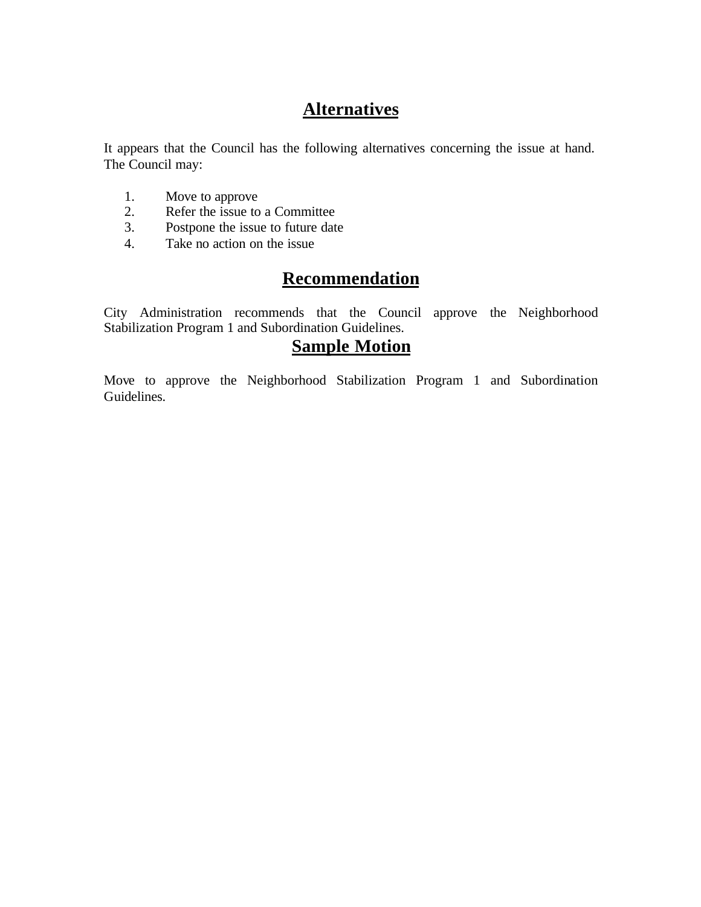## Alternatives

It appears that the Council has the following alternatives concerning the issue at hand. The Council may:

1. Move to approve
2. Refer the issue to a Committee
3. Postpone the issue to future date
4. Take no action on the issue

## Recommendation

City Administration recommends that the Council approve the Neighborhood Stabilization Program 1 and Subordination Guidelines.

## Sample Motion

Move to approve the Neighborhood Stabilization Program 1 and Subordination Guidelines.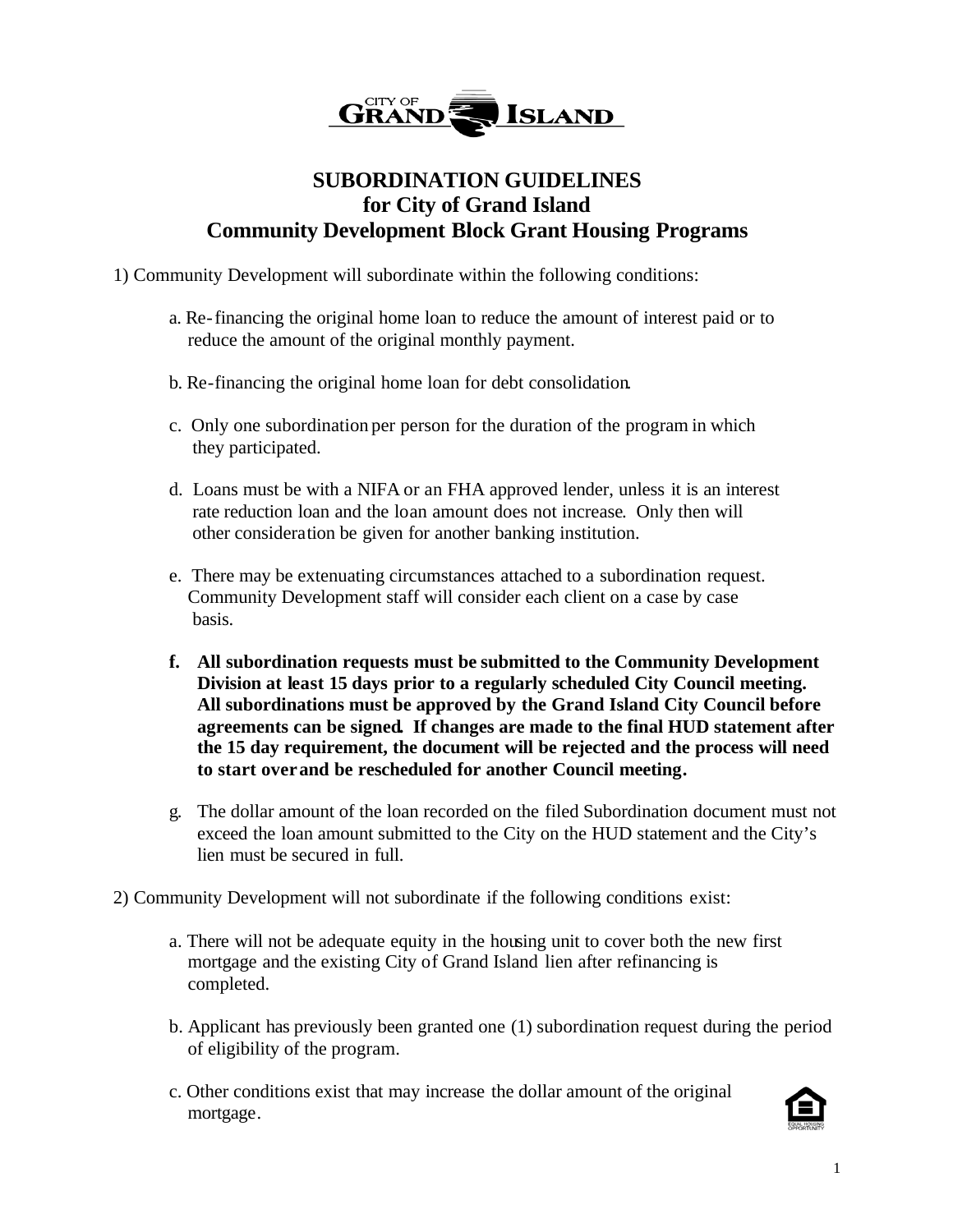# SUBORDINATION GUIDELINES
## for City of Grand Island
## Community Development Block Grant Housing Programs

1) Community Development will subordinate within the following conditions:

   a. Re-financing the original home loan to reduce the amount of interest paid or to reduce the amount of the original monthly payment.

   b. Re-financing the original home loan for debt consolidation.

   c. Only one subordination per person for the duration of the program in which they participated.

   d. Loans must be with a NIFA or an FHA approved lender, unless it is an interest rate reduction loan and the loan amount does not increase. Only then will other consideration be given for another banking institution.

   e. There may be extenuating circumstances attached to a subordination request. Community Development staff will consider each client on a case by case basis.

   **f. All subordination requests must be submitted to the Community Development Division at least 15 days prior to a regularly scheduled City Council meeting. All subordinations must be approved by the Grand Island City Council before agreements can be signed. If changes are made to the final HUD statement after the 15 day requirement, the document will be rejected and the process will need to start over and be rescheduled for another Council meeting.**

   g. The dollar amount of the loan recorded on the filed Subordination document must not exceed the loan amount submitted to the City on the HUD statement and the City's lien must be secured in full.

2) Community Development will not subordinate if the following conditions exist:

   a. There will not be adequate equity in the housing unit to cover both the new first mortgage and the existing City of Grand Island lien after refinancing is completed.

   b. Applicant has previously been granted one (1) subordination request during the period of eligibility of the program.

   c. Other conditions exist that may increase the dollar amount of the original mortgage.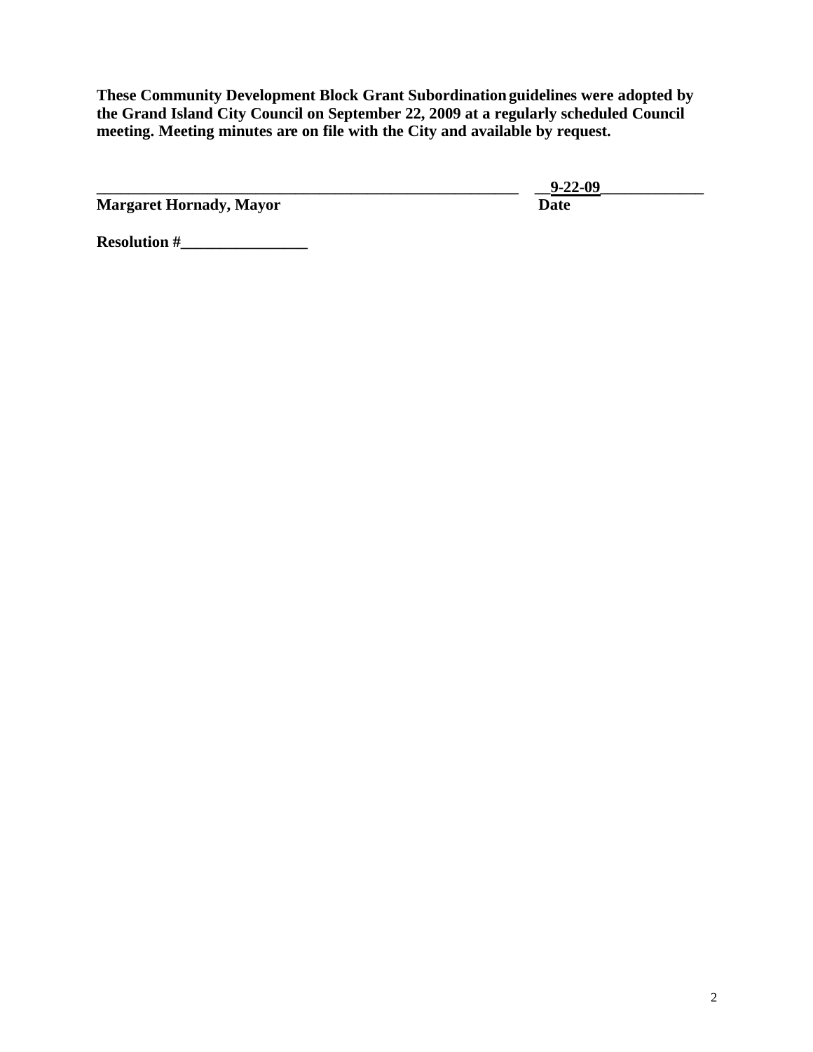**These Community Development Block Grant Subordination guidelines were adopted by the Grand Island City Council on September 22, 2009 at a regularly scheduled Council meeting. Meeting minutes are on file with the City and available by request.**

**_______________________________________________________ __9-22-09_____________**
**Margaret Hornady, Mayor Date**

**Resolution #________________**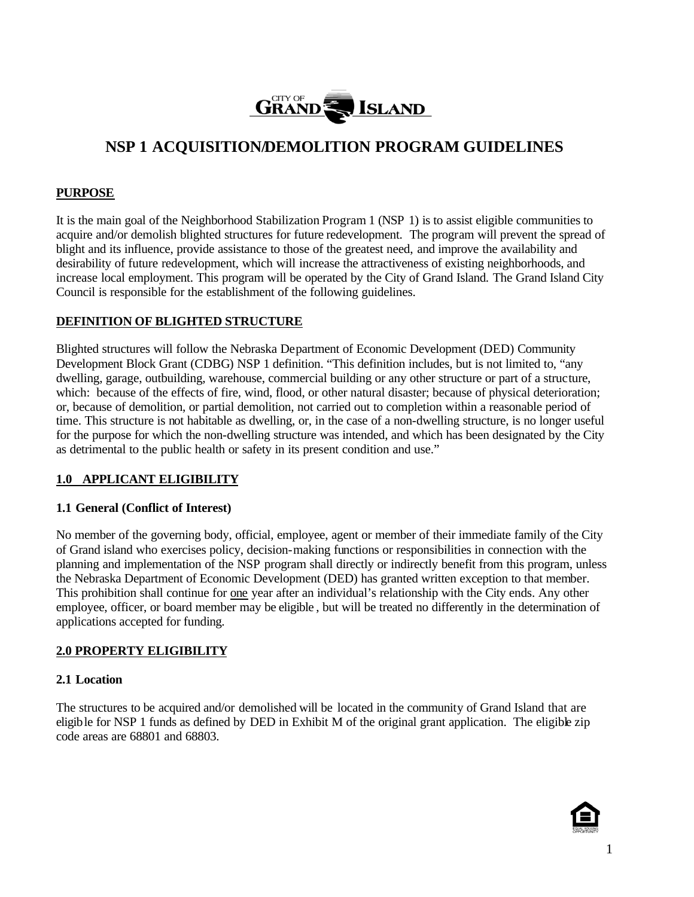# NSP 1 ACQUISITION/DEMOLITION PROGRAM GUIDELINES

## PURPOSE

It is the main goal of the Neighborhood Stabilization Program 1 (NSP 1) is to assist eligible communities to acquire and/or demolish blighted structures for future redevelopment. The program will prevent the spread of blight and its influence, provide assistance to those of the greatest need, and improve the availability and desirability of future redevelopment, which will increase the attractiveness of existing neighborhoods, and increase local employment. This program will be operated by the City of Grand Island. The Grand Island City Council is responsible for the establishment of the following guidelines.

## DEFINITION OF BLIGHTED STRUCTURE

Blighted structures will follow the Nebraska Department of Economic Development (DED) Community Development Block Grant (CDBG) NSP 1 definition. "This definition includes, but is not limited to, "any dwelling, garage, outbuilding, warehouse, commercial building or any other structure or part of a structure, which: because of the effects of fire, wind, flood, or other natural disaster; because of physical deterioration; or, because of demolition, or partial demolition, not carried out to completion within a reasonable period of time. This structure is not habitable as dwelling, or, in the case of a non-dwelling structure, is no longer useful for the purpose for which the non-dwelling structure was intended, and which has been designated by the City as detrimental to the public health or safety in its present condition and use."

## 1.0 APPLICANT ELIGIBILITY

### 1.1 General (Conflict of Interest)

No member of the governing body, official, employee, agent or member of their immediate family of the City of Grand island who exercises policy, decision-making functions or responsibilities in connection with the planning and implementation of the NSP program shall directly or indirectly benefit from this program, unless the Nebraska Department of Economic Development (DED) has granted written exception to that member. This prohibition shall continue for one year after an individual's relationship with the City ends. Any other employee, officer, or board member may be eligible, but will be treated no differently in the determination of applications accepted for funding.

## 2.0 PROPERTY ELIGIBILITY

### 2.1 Location

The structures to be acquired and/or demolished will be located in the community of Grand Island that are eligible for NSP 1 funds as defined by DED in Exhibit M of the original grant application. The eligible zip code areas are 68801 and 68803.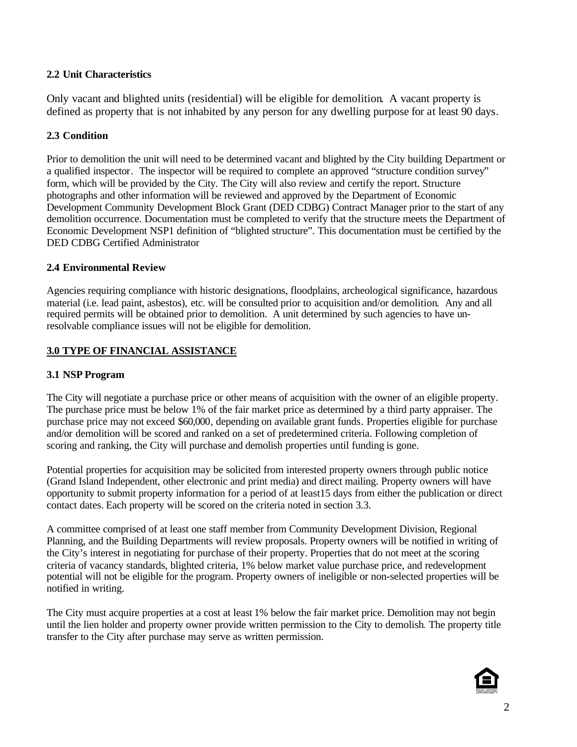### 2.2 Unit Characteristics

Only vacant and blighted units (residential) will be eligible for demolition. A vacant property is defined as property that is not inhabited by any person for any dwelling purpose for at least 90 days.

### 2.3 Condition

Prior to demolition the unit will need to be determined vacant and blighted by the City building Department or a qualified inspector. The inspector will be required to complete an approved "structure condition survey" form, which will be provided by the City. The City will also review and certify the report. Structure photographs and other information will be reviewed and approved by the Department of Economic Development Community Development Block Grant (DED CDBG) Contract Manager prior to the start of any demolition occurrence. Documentation must be completed to verify that the structure meets the Department of Economic Development NSP1 definition of "blighted structure". This documentation must be certified by the DED CDBG Certified Administrator

### 2.4 Environmental Review

Agencies requiring compliance with historic designations, floodplains, archeological significance, hazardous material (i.e. lead paint, asbestos), etc. will be consulted prior to acquisition and/or demolition. Any and all required permits will be obtained prior to demolition. A unit determined by such agencies to have un-resolvable compliance issues will not be eligible for demolition.

## 3.0 TYPE OF FINANCIAL ASSISTANCE

### 3.1 NSP Program

The City will negotiate a purchase price or other means of acquisition with the owner of an eligible property. The purchase price must be below 1% of the fair market price as determined by a third party appraiser. The purchase price may not exceed $60,000, depending on available grant funds. Properties eligible for purchase and/or demolition will be scored and ranked on a set of predetermined criteria. Following completion of scoring and ranking, the City will purchase and demolish properties until funding is gone.

Potential properties for acquisition may be solicited from interested property owners through public notice (Grand Island Independent, other electronic and print media) and direct mailing. Property owners will have opportunity to submit property information for a period of at least15 days from either the publication or direct contact dates. Each property will be scored on the criteria noted in section 3.3.

A committee comprised of at least one staff member from Community Development Division, Regional Planning, and the Building Departments will review proposals. Property owners will be notified in writing of the City's interest in negotiating for purchase of their property. Properties that do not meet at the scoring criteria of vacancy standards, blighted criteria, 1% below market value purchase price, and redevelopment potential will not be eligible for the program. Property owners of ineligible or non-selected properties will be notified in writing.

The City must acquire properties at a cost at least 1% below the fair market price. Demolition may not begin until the lien holder and property owner provide written permission to the City to demolish. The property title transfer to the City after purchase may serve as written permission.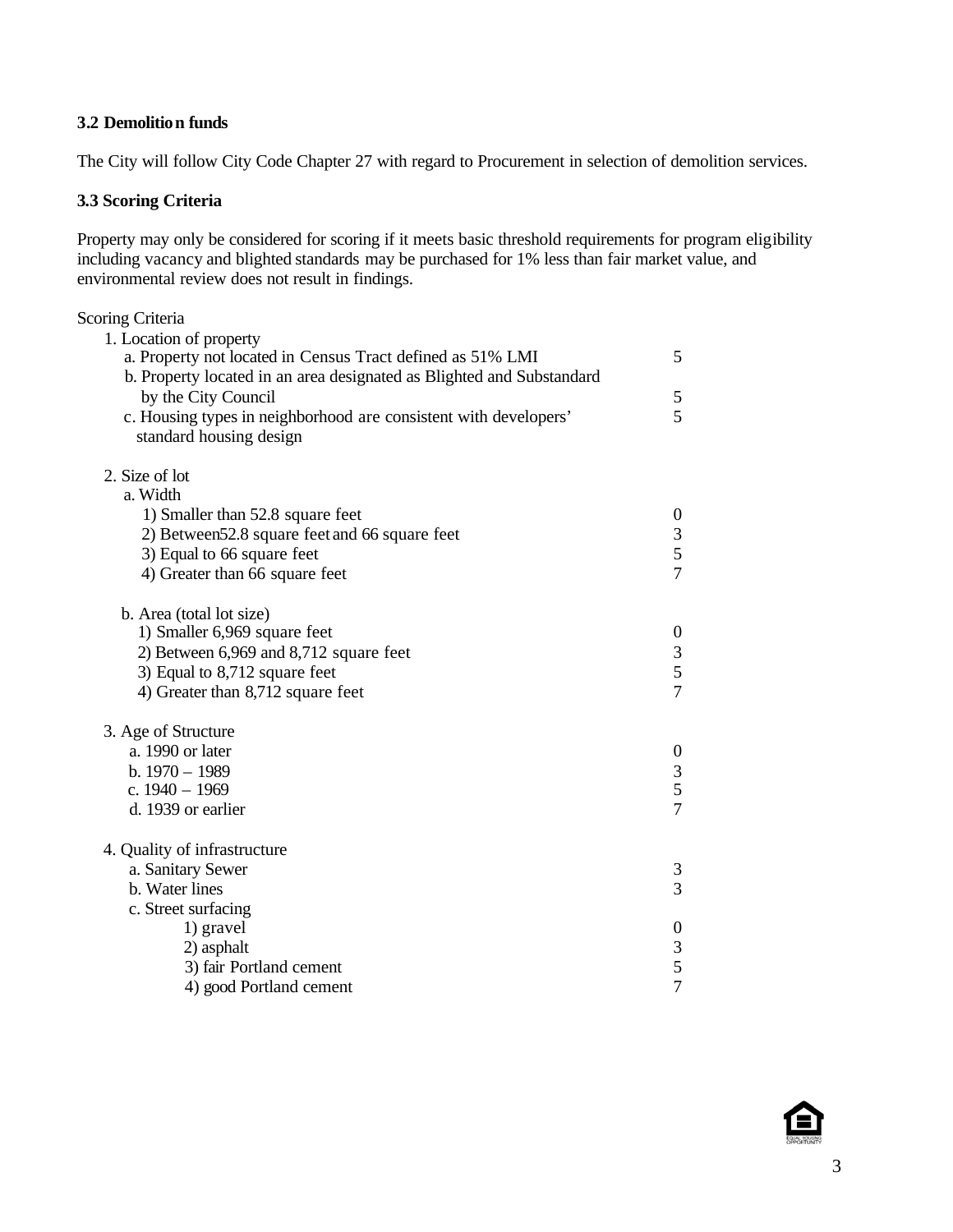### 3.2 Demolition funds

The City will follow City Code Chapter 27 with regard to Procurement in selection of demolition services.

### 3.3 Scoring Criteria

Property may only be considered for scoring if it meets basic threshold requirements for program eligibility including vacancy and blighted standards may be purchased for 1% less than fair market value, and environmental review does not result in findings.

Scoring Criteria

| Criteria | Points |
|---|---|
| 1. Location of property | |
| a. Property not located in Census Tract defined as 51% LMI | 5 |
| b. Property located in an area designated as Blighted and Substandard by the City Council | 5 |
| c. Housing types in neighborhood are consistent with developers' standard housing design | 5 |
| 2. Size of lot | |
| a. Width | |
| 1) Smaller than 52.8 square feet | 0 |
| 2) Between52.8 square feet and 66 square feet | 3 |
| 3) Equal to 66 square feet | 5 |
| 4) Greater than 66 square feet | 7 |
| b. Area (total lot size) | |
| 1) Smaller 6,969 square feet | 0 |
| 2) Between 6,969 and 8,712 square feet | 3 |
| 3) Equal to 8,712 square feet | 5 |
| 4) Greater than 8,712 square feet | 7 |
| 3. Age of Structure | |
| a. 1990 or later | 0 |
| b. 1970 – 1989 | 3 |
| c. 1940 – 1969 | 5 |
| d. 1939 or earlier | 7 |
| 4. Quality of infrastructure | |
| a. Sanitary Sewer | 3 |
| b. Water lines | 3 |
| c. Street surfacing | |
| 1) gravel | 0 |
| 2) asphalt | 3 |
| 3) fair Portland cement | 5 |
| 4) good Portland cement | 7 |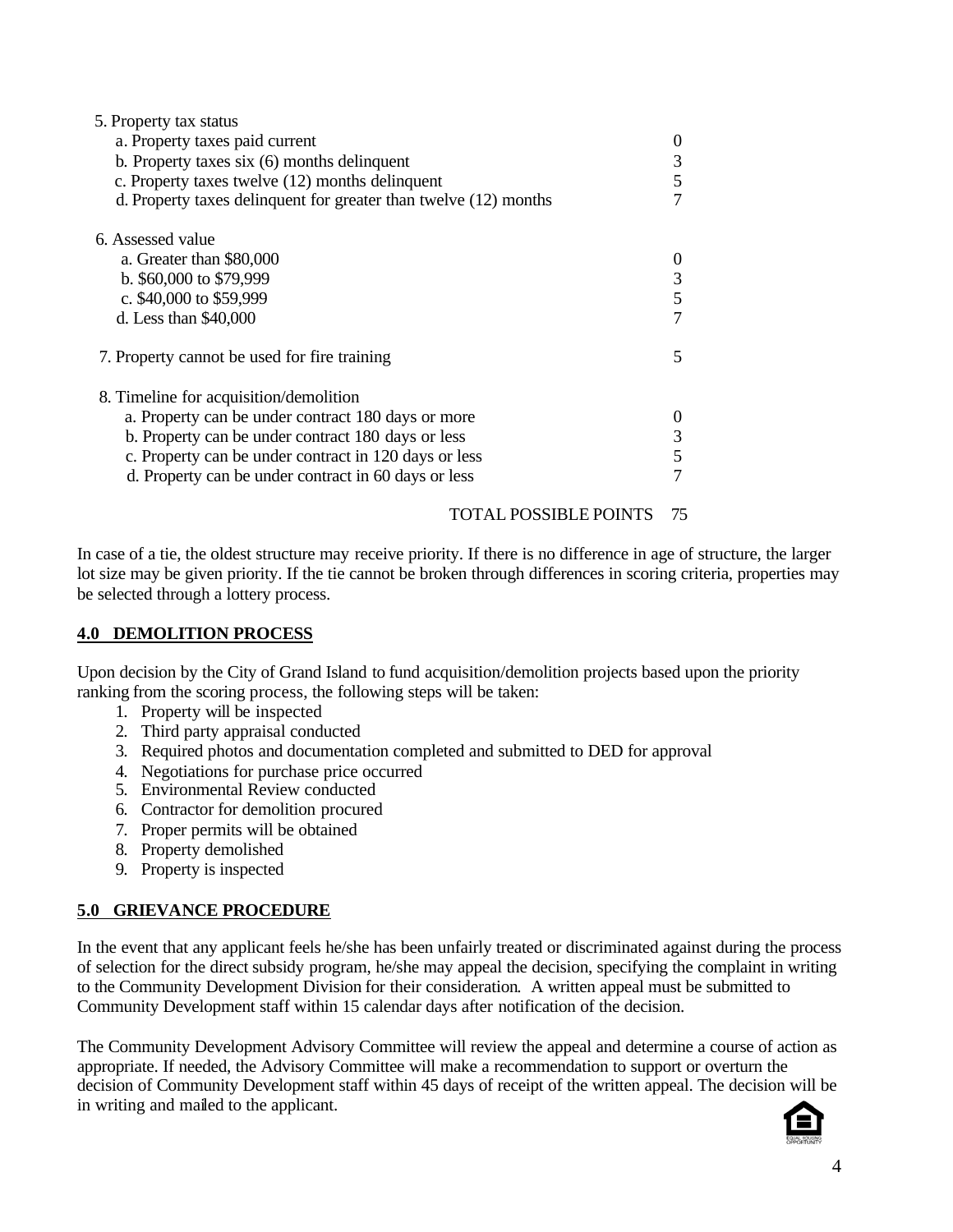5. Property tax status

| | |
|---|---|
| a. Property taxes paid current | 0 |
| b. Property taxes six (6) months delinquent | 3 |
| c. Property taxes twelve (12) months delinquent | 5 |
| d. Property taxes delinquent for greater than twelve (12) months | 7 |

6. Assessed value

| | |
|---|---|
| a. Greater than $80,000 | 0 |
| b. $60,000 to $79,999 | 3 |
| c. $40,000 to $59,999 | 5 |
| d. Less than $40,000 | 7 |

| | |
|---|---|
| 7. Property cannot be used for fire training | 5 |

8. Timeline for acquisition/demolition

| | |
|---|---|
| a. Property can be under contract 180 days or more | 0 |
| b. Property can be under contract 180 days or less | 3 |
| c. Property can be under contract in 120 days or less | 5 |
| d. Property can be under contract in 60 days or less | 7 |
| TOTAL POSSIBLE POINTS | 75 |

In case of a tie, the oldest structure may receive priority. If there is no difference in age of structure, the larger lot size may be given priority. If the tie cannot be broken through differences in scoring criteria, properties may be selected through a lottery process.

## 4.0 DEMOLITION PROCESS

Upon decision by the City of Grand Island to fund acquisition/demolition projects based upon the priority ranking from the scoring process, the following steps will be taken:

1. Property will be inspected
2. Third party appraisal conducted
3. Required photos and documentation completed and submitted to DED for approval
4. Negotiations for purchase price occurred
5. Environmental Review conducted
6. Contractor for demolition procured
7. Proper permits will be obtained
8. Property demolished
9. Property is inspected

## 5.0 GRIEVANCE PROCEDURE

In the event that any applicant feels he/she has been unfairly treated or discriminated against during the process of selection for the direct subsidy program, he/she may appeal the decision, specifying the complaint in writing to the Community Development Division for their consideration. A written appeal must be submitted to Community Development staff within 15 calendar days after notification of the decision.

The Community Development Advisory Committee will review the appeal and determine a course of action as appropriate. If needed, the Advisory Committee will make a recommendation to support or overturn the decision of Community Development staff within 45 days of receipt of the written appeal. The decision will be in writing and mailed to the applicant.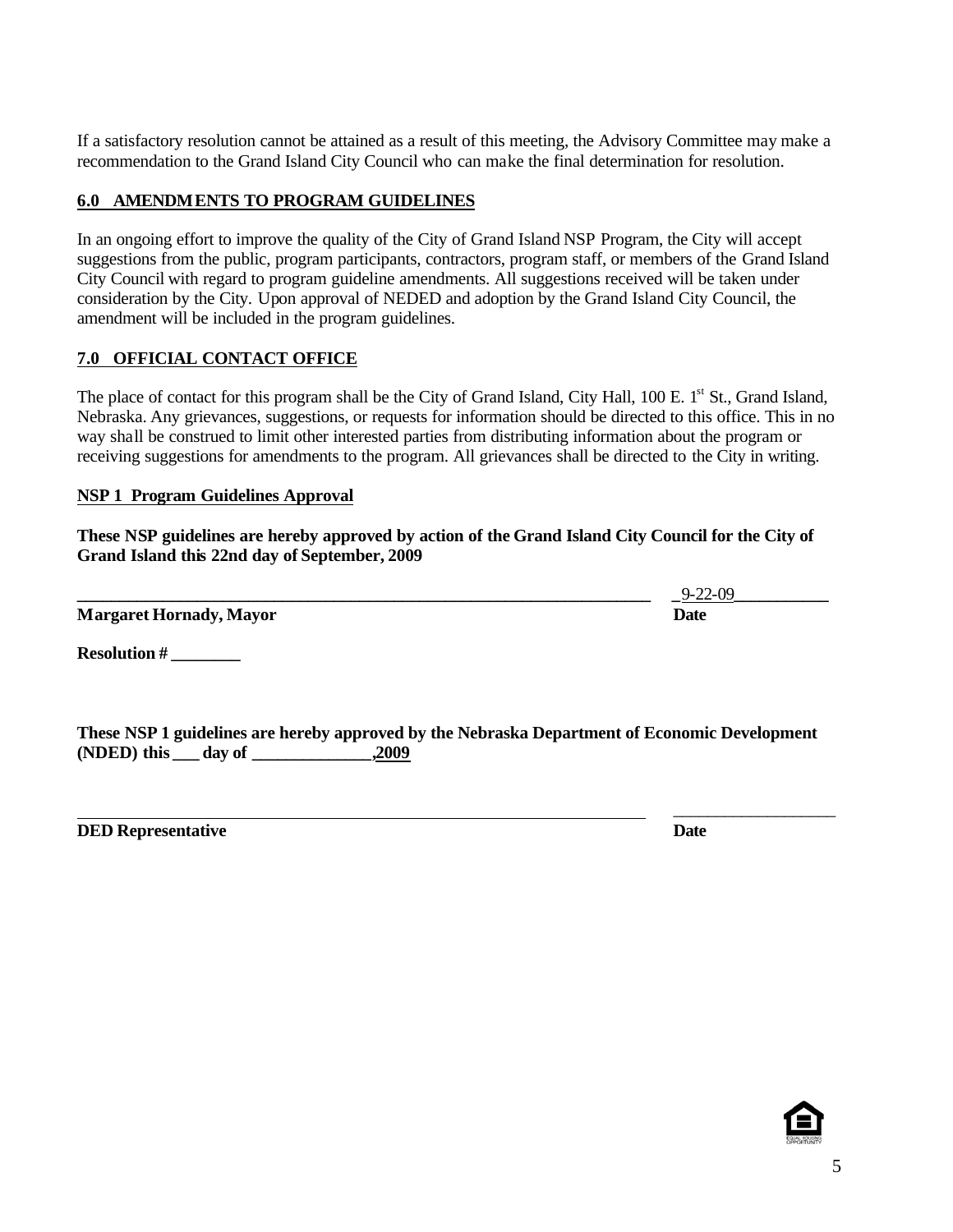If a satisfactory resolution cannot be attained as a result of this meeting, the Advisory Committee may make a recommendation to the Grand Island City Council who can make the final determination for resolution.

## 6.0 AMENDMENTS TO PROGRAM GUIDELINES

In an ongoing effort to improve the quality of the City of Grand Island NSP Program, the City will accept suggestions from the public, program participants, contractors, program staff, or members of the Grand Island City Council with regard to program guideline amendments. All suggestions received will be taken under consideration by the City. Upon approval of NEDED and adoption by the Grand Island City Council, the amendment will be included in the program guidelines.

## 7.0 OFFICIAL CONTACT OFFICE

The place of contact for this program shall be the City of Grand Island, City Hall, 100 E. 1st St., Grand Island, Nebraska. Any grievances, suggestions, or requests for information should be directed to this office. This in no way shall be construed to limit other interested parties from distributing information about the program or receiving suggestions for amendments to the program. All grievances shall be directed to the City in writing.

## NSP 1 Program Guidelines Approval

**These NSP guidelines are hereby approved by action of the Grand Island City Council for the City of Grand Island this 22nd day of September, 2009**

______________________________________________________________________ 9-22-09

**Margaret Hornady, Mayor** **Date**

**Resolution # ________**

**These NSP 1 guidelines are hereby approved by the Nebraska Department of Economic Development (NDED) this ___ day of ______________,2009**

______________________________________________________________________ __________________

**DED Representative** **Date**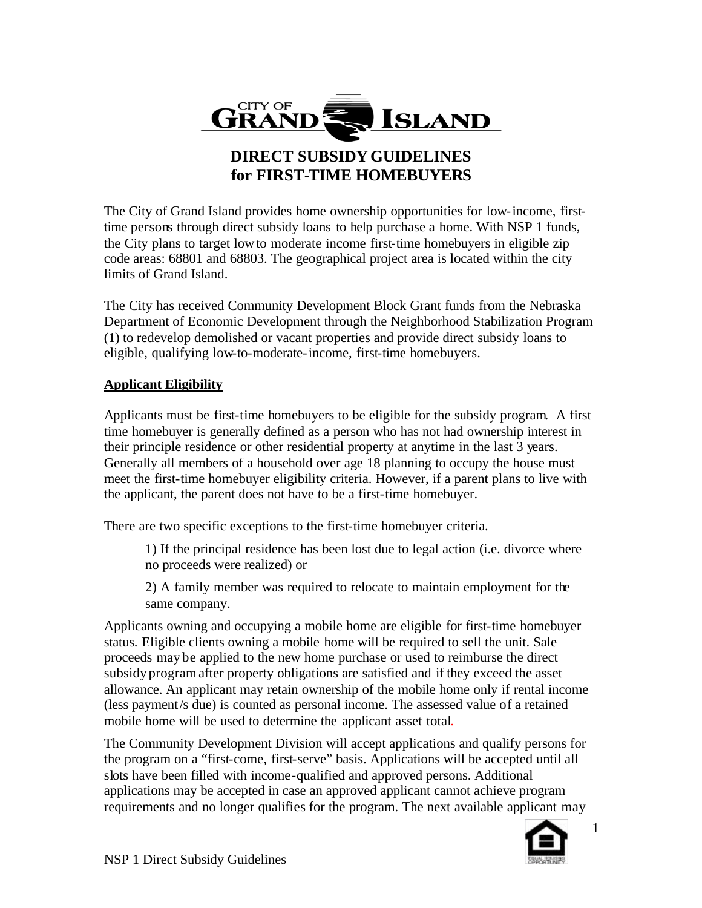CITY OF GRAND ISLAND

# DIRECT SUBSIDY GUIDELINES for FIRST-TIME HOMEBUYERS

The City of Grand Island provides home ownership opportunities for low-income, first-time persons through direct subsidy loans to help purchase a home. With NSP 1 funds, the City plans to target low to moderate income first-time homebuyers in eligible zip code areas: 68801 and 68803. The geographical project area is located within the city limits of Grand Island.

The City has received Community Development Block Grant funds from the Nebraska Department of Economic Development through the Neighborhood Stabilization Program (1) to redevelop demolished or vacant properties and provide direct subsidy loans to eligible, qualifying low-to-moderate-income, first-time homebuyers.

## Applicant Eligibility

Applicants must be first-time homebuyers to be eligible for the subsidy program. A first time homebuyer is generally defined as a person who has not had ownership interest in their principle residence or other residential property at anytime in the last 3 years. Generally all members of a household over age 18 planning to occupy the house must meet the first-time homebuyer eligibility criteria. However, if a parent plans to live with the applicant, the parent does not have to be a first-time homebuyer.

There are two specific exceptions to the first-time homebuyer criteria.

1) If the principal residence has been lost due to legal action (i.e. divorce where no proceeds were realized) or

2) A family member was required to relocate to maintain employment for the same company.

Applicants owning and occupying a mobile home are eligible for first-time homebuyer status. Eligible clients owning a mobile home will be required to sell the unit. Sale proceeds may be applied to the new home purchase or used to reimburse the direct subsidy program after property obligations are satisfied and if they exceed the asset allowance. An applicant may retain ownership of the mobile home only if rental income (less payment/s due) is counted as personal income. The assessed value of a retained mobile home will be used to determine the applicant asset total.

The Community Development Division will accept applications and qualify persons for the program on a "first-come, first-serve" basis. Applications will be accepted until all slots have been filled with income-qualified and approved persons. Additional applications may be accepted in case an approved applicant cannot achieve program requirements and no longer qualifies for the program. The next available applicant may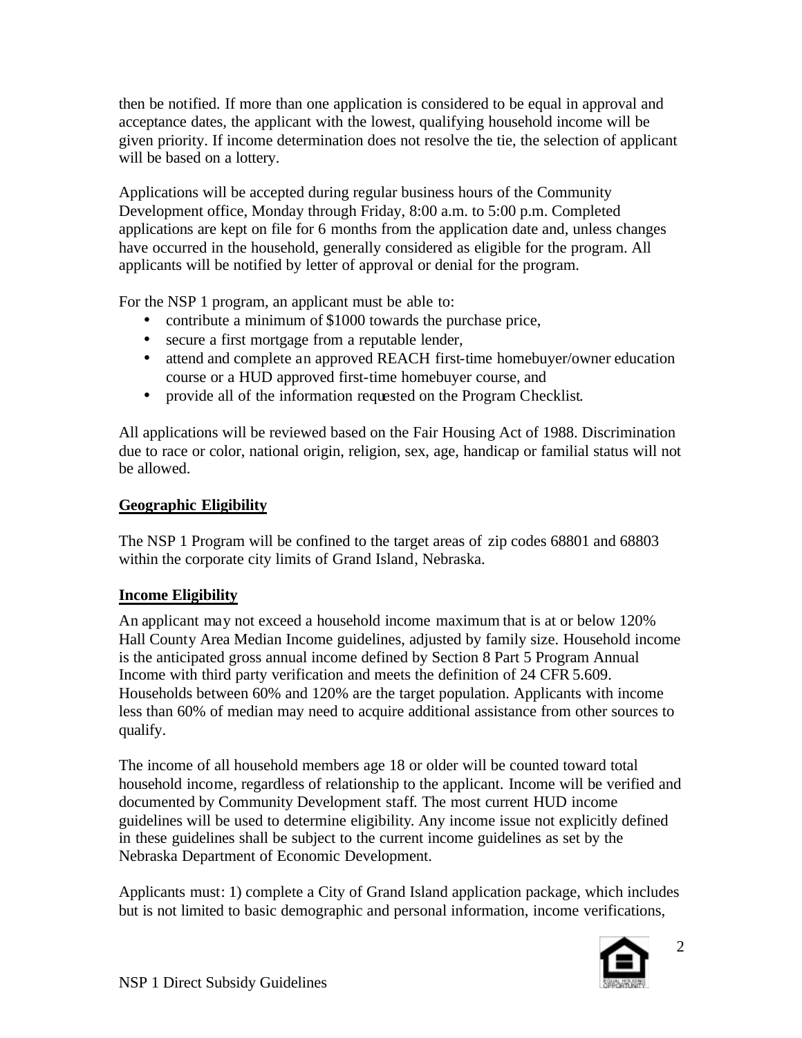then be notified. If more than one application is considered to be equal in approval and acceptance dates, the applicant with the lowest, qualifying household income will be given priority. If income determination does not resolve the tie, the selection of applicant will be based on a lottery.

Applications will be accepted during regular business hours of the Community Development office, Monday through Friday, 8:00 a.m. to 5:00 p.m. Completed applications are kept on file for 6 months from the application date and, unless changes have occurred in the household, generally considered as eligible for the program. All applicants will be notified by letter of approval or denial for the program.

For the NSP 1 program, an applicant must be able to:

- contribute a minimum of $1000 towards the purchase price,
- secure a first mortgage from a reputable lender,
- attend and complete an approved REACH first-time homebuyer/owner education course or a HUD approved first-time homebuyer course, and
- provide all of the information requested on the Program Checklist.

All applications will be reviewed based on the Fair Housing Act of 1988. Discrimination due to race or color, national origin, religion, sex, age, handicap or familial status will not be allowed.

**Geographic Eligibility**

The NSP 1 Program will be confined to the target areas of zip codes 68801 and 68803 within the corporate city limits of Grand Island, Nebraska.

**Income Eligibility**

An applicant may not exceed a household income maximum that is at or below 120% Hall County Area Median Income guidelines, adjusted by family size. Household income is the anticipated gross annual income defined by Section 8 Part 5 Program Annual Income with third party verification and meets the definition of 24 CFR 5.609. Households between 60% and 120% are the target population. Applicants with income less than 60% of median may need to acquire additional assistance from other sources to qualify.

The income of all household members age 18 or older will be counted toward total household income, regardless of relationship to the applicant. Income will be verified and documented by Community Development staff. The most current HUD income guidelines will be used to determine eligibility. Any income issue not explicitly defined in these guidelines shall be subject to the current income guidelines as set by the Nebraska Department of Economic Development.

Applicants must: 1) complete a City of Grand Island application package, which includes but is not limited to basic demographic and personal information, income verifications,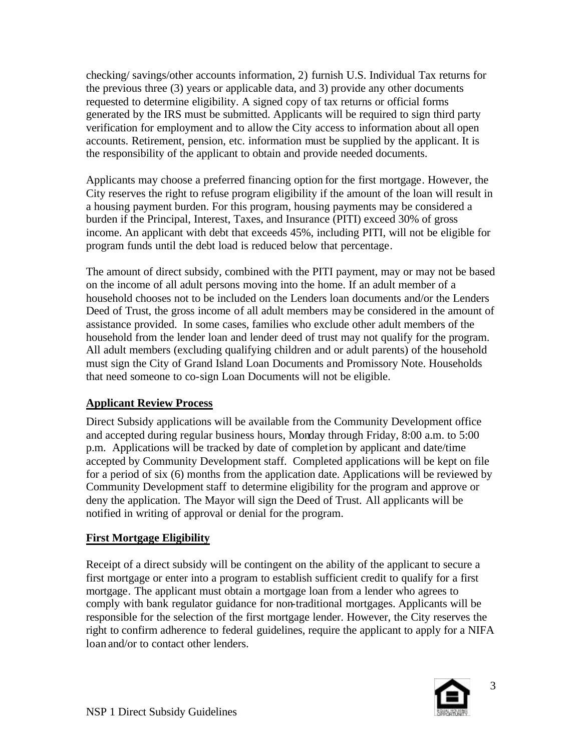checking/ savings/other accounts information, 2) furnish U.S. Individual Tax returns for the previous three (3) years or applicable data, and 3) provide any other documents requested to determine eligibility. A signed copy of tax returns or official forms generated by the IRS must be submitted. Applicants will be required to sign third party verification for employment and to allow the City access to information about all open accounts. Retirement, pension, etc. information must be supplied by the applicant. It is the responsibility of the applicant to obtain and provide needed documents.

Applicants may choose a preferred financing option for the first mortgage. However, the City reserves the right to refuse program eligibility if the amount of the loan will result in a housing payment burden. For this program, housing payments may be considered a burden if the Principal, Interest, Taxes, and Insurance (PITI) exceed 30% of gross income. An applicant with debt that exceeds 45%, including PITI, will not be eligible for program funds until the debt load is reduced below that percentage.

The amount of direct subsidy, combined with the PITI payment, may or may not be based on the income of all adult persons moving into the home. If an adult member of a household chooses not to be included on the Lenders loan documents and/or the Lenders Deed of Trust, the gross income of all adult members may be considered in the amount of assistance provided. In some cases, families who exclude other adult members of the household from the lender loan and lender deed of trust may not qualify for the program. All adult members (excluding qualifying children and or adult parents) of the household must sign the City of Grand Island Loan Documents and Promissory Note. Households that need someone to co-sign Loan Documents will not be eligible.

## Applicant Review Process

Direct Subsidy applications will be available from the Community Development office and accepted during regular business hours, Monday through Friday, 8:00 a.m. to 5:00 p.m. Applications will be tracked by date of completion by applicant and date/time accepted by Community Development staff. Completed applications will be kept on file for a period of six (6) months from the application date. Applications will be reviewed by Community Development staff to determine eligibility for the program and approve or deny the application. The Mayor will sign the Deed of Trust. All applicants will be notified in writing of approval or denial for the program.

## First Mortgage Eligibility

Receipt of a direct subsidy will be contingent on the ability of the applicant to secure a first mortgage or enter into a program to establish sufficient credit to qualify for a first mortgage. The applicant must obtain a mortgage loan from a lender who agrees to comply with bank regulator guidance for non-traditional mortgages. Applicants will be responsible for the selection of the first mortgage lender. However, the City reserves the right to confirm adherence to federal guidelines, require the applicant to apply for a NIFA loan and/or to contact other lenders.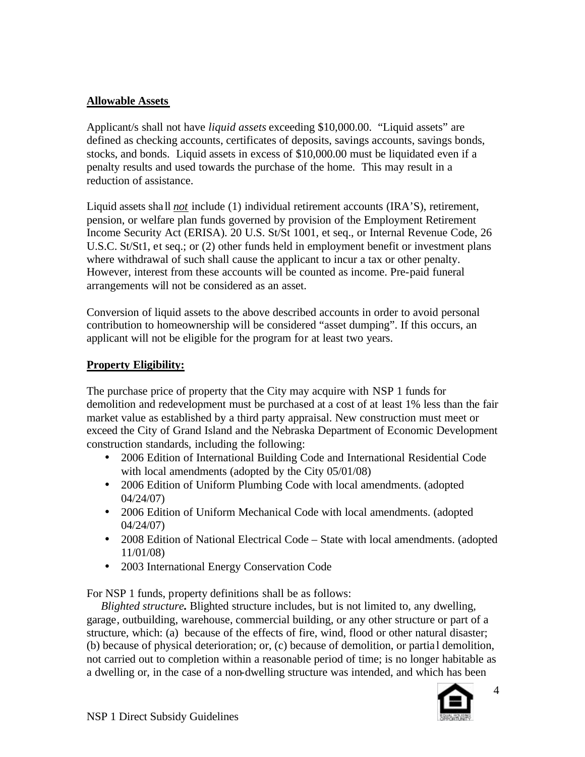**Allowable Assets**

Applicant/s shall not have *liquid assets* exceeding $10,000.00. "Liquid assets" are defined as checking accounts, certificates of deposits, savings accounts, savings bonds, stocks, and bonds. Liquid assets in excess of $10,000.00 must be liquidated even if a penalty results and used towards the purchase of the home. This may result in a reduction of assistance.

Liquid assets shall *__not__* include (1) individual retirement accounts (IRA'S), retirement, pension, or welfare plan funds governed by provision of the Employment Retirement Income Security Act (ERISA). 20 U.S. St/St 1001, et seq., or Internal Revenue Code, 26 U.S.C. St/St1, et seq.; or (2) other funds held in employment benefit or investment plans where withdrawal of such shall cause the applicant to incur a tax or other penalty. However, interest from these accounts will be counted as income. Pre-paid funeral arrangements will not be considered as an asset.

Conversion of liquid assets to the above described accounts in order to avoid personal contribution to homeownership will be considered "asset dumping". If this occurs, an applicant will not be eligible for the program for at least two years.

**Property Eligibility:**

The purchase price of property that the City may acquire with NSP 1 funds for demolition and redevelopment must be purchased at a cost of at least 1% less than the fair market value as established by a third party appraisal. New construction must meet or exceed the City of Grand Island and the Nebraska Department of Economic Development construction standards, including the following:

- 2006 Edition of International Building Code and International Residential Code with local amendments (adopted by the City 05/01/08)
- 2006 Edition of Uniform Plumbing Code with local amendments. (adopted 04/24/07)
- 2006 Edition of Uniform Mechanical Code with local amendments. (adopted 04/24/07)
- 2008 Edition of National Electrical Code – State with local amendments. (adopted 11/01/08)
- 2003 International Energy Conservation Code

For NSP 1 funds, property definitions shall be as follows:

*Blighted structure***.** Blighted structure includes, but is not limited to, any dwelling, garage, outbuilding, warehouse, commercial building, or any other structure or part of a structure, which: (a) because of the effects of fire, wind, flood or other natural disaster; (b) because of physical deterioration; or, (c) because of demolition, or partial demolition, not carried out to completion within a reasonable period of time; is no longer habitable as a dwelling or, in the case of a non-dwelling structure was intended, and which has been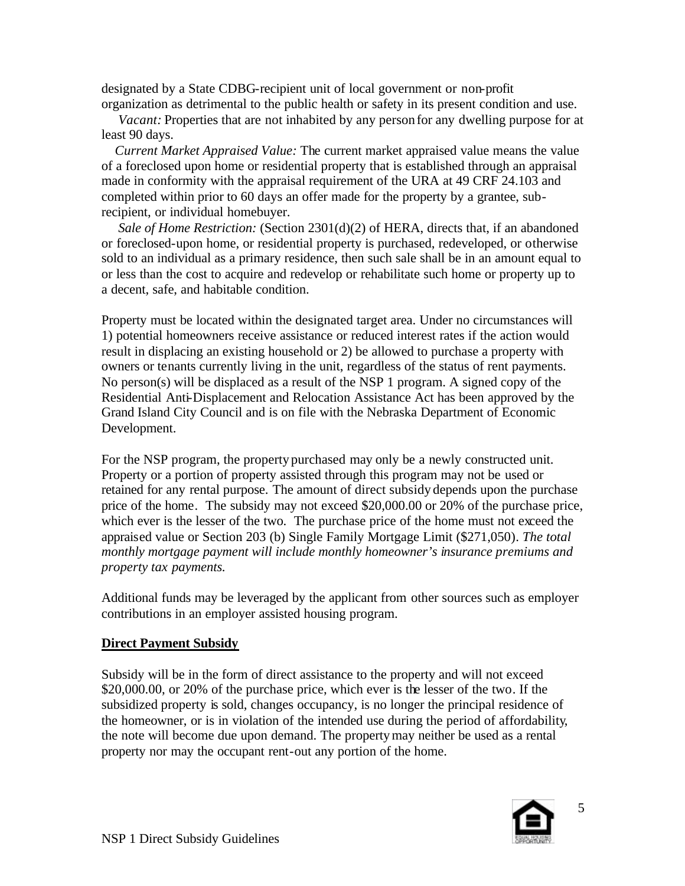designated by a State CDBG-recipient unit of local government or non-profit organization as detrimental to the public health or safety in its present condition and use.

*Vacant:* Properties that are not inhabited by any person for any dwelling purpose for at least 90 days.

*Current Market Appraised Value:* The current market appraised value means the value of a foreclosed upon home or residential property that is established through an appraisal made in conformity with the appraisal requirement of the URA at 49 CRF 24.103 and completed within prior to 60 days an offer made for the property by a grantee, sub-recipient, or individual homebuyer.

*Sale of Home Restriction:* (Section 2301(d)(2) of HERA, directs that, if an abandoned or foreclosed-upon home, or residential property is purchased, redeveloped, or otherwise sold to an individual as a primary residence, then such sale shall be in an amount equal to or less than the cost to acquire and redevelop or rehabilitate such home or property up to a decent, safe, and habitable condition.

Property must be located within the designated target area. Under no circumstances will 1) potential homeowners receive assistance or reduced interest rates if the action would result in displacing an existing household or 2) be allowed to purchase a property with owners or tenants currently living in the unit, regardless of the status of rent payments. No person(s) will be displaced as a result of the NSP 1 program. A signed copy of the Residential Anti-Displacement and Relocation Assistance Act has been approved by the Grand Island City Council and is on file with the Nebraska Department of Economic Development.

For the NSP program, the property purchased may only be a newly constructed unit. Property or a portion of property assisted through this program may not be used or retained for any rental purpose. The amount of direct subsidy depends upon the purchase price of the home. The subsidy may not exceed $20,000.00 or 20% of the purchase price, which ever is the lesser of the two. The purchase price of the home must not exceed the appraised value or Section 203 (b) Single Family Mortgage Limit ($271,050). *The total monthly mortgage payment will include monthly homeowner's insurance premiums and property tax payments.*

Additional funds may be leveraged by the applicant from other sources such as employer contributions in an employer assisted housing program.

**Direct Payment Subsidy**

Subsidy will be in the form of direct assistance to the property and will not exceed $20,000.00, or 20% of the purchase price, which ever is the lesser of the two. If the subsidized property is sold, changes occupancy, is no longer the principal residence of the homeowner, or is in violation of the intended use during the period of affordability, the note will become due upon demand. The property may neither be used as a rental property nor may the occupant rent-out any portion of the home.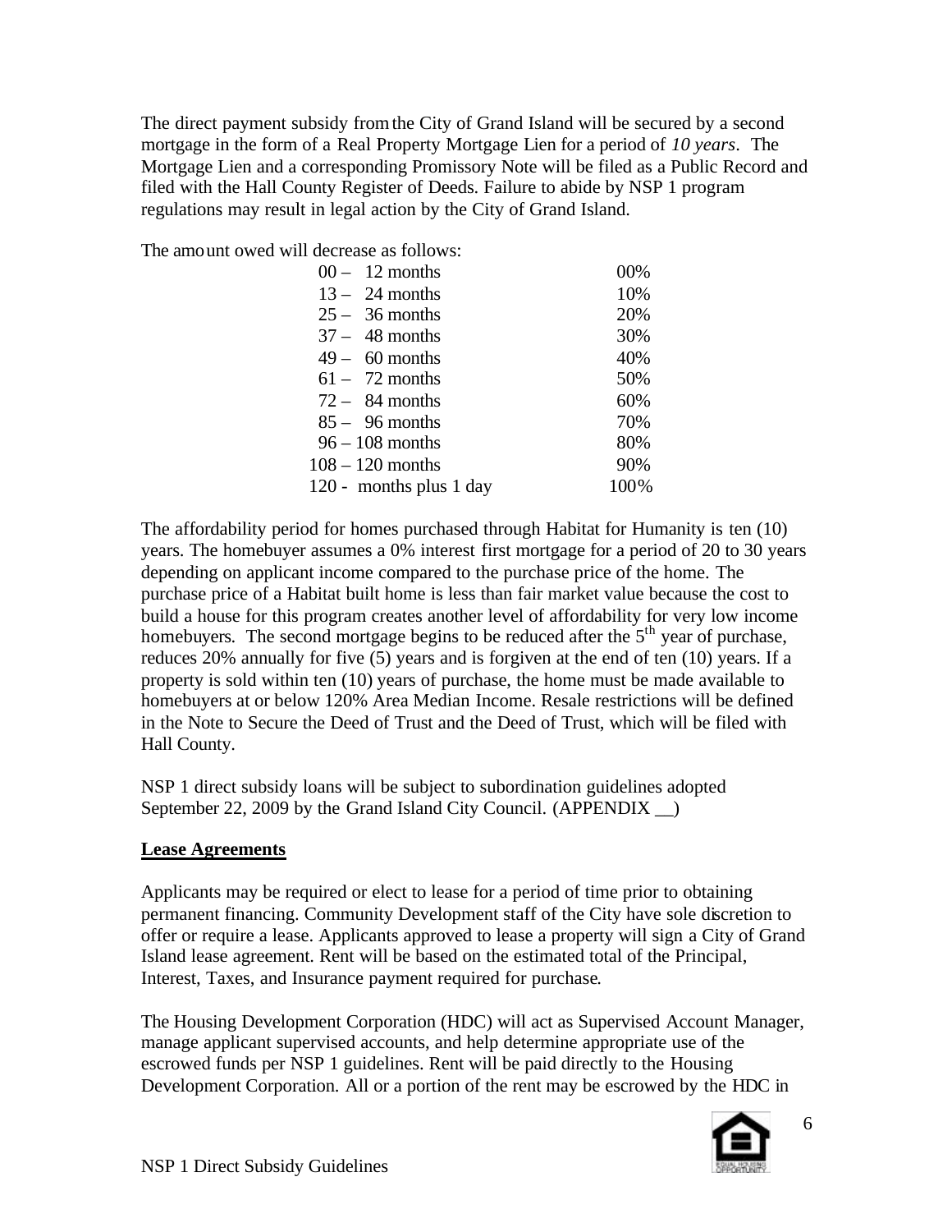The direct payment subsidy from the City of Grand Island will be secured by a second mortgage in the form of a Real Property Mortgage Lien for a period of *10 years*. The Mortgage Lien and a corresponding Promissory Note will be filed as a Public Record and filed with the Hall County Register of Deeds. Failure to abide by NSP 1 program regulations may result in legal action by the City of Grand Island.

The amount owed will decrease as follows:

| | |
|---|---|
| 00 – 12 months | 00% |
| 13 – 24 months | 10% |
| 25 – 36 months | 20% |
| 37 – 48 months | 30% |
| 49 – 60 months | 40% |
| 61 – 72 months | 50% |
| 72 – 84 months | 60% |
| 85 – 96 months | 70% |
| 96 – 108 months | 80% |
| 108 – 120 months | 90% |
| 120 - months plus 1 day | 100% |

The affordability period for homes purchased through Habitat for Humanity is ten (10) years. The homebuyer assumes a 0% interest first mortgage for a period of 20 to 30 years depending on applicant income compared to the purchase price of the home. The purchase price of a Habitat built home is less than fair market value because the cost to build a house for this program creates another level of affordability for very low income homebuyers. The second mortgage begins to be reduced after the 5th year of purchase, reduces 20% annually for five (5) years and is forgiven at the end of ten (10) years. If a property is sold within ten (10) years of purchase, the home must be made available to homebuyers at or below 120% Area Median Income. Resale restrictions will be defined in the Note to Secure the Deed of Trust and the Deed of Trust, which will be filed with Hall County.

NSP 1 direct subsidy loans will be subject to subordination guidelines adopted September 22, 2009 by the Grand Island City Council. (APPENDIX __)

**Lease Agreements**

Applicants may be required or elect to lease for a period of time prior to obtaining permanent financing. Community Development staff of the City have sole discretion to offer or require a lease. Applicants approved to lease a property will sign a City of Grand Island lease agreement. Rent will be based on the estimated total of the Principal, Interest, Taxes, and Insurance payment required for purchase.

The Housing Development Corporation (HDC) will act as Supervised Account Manager, manage applicant supervised accounts, and help determine appropriate use of the escrowed funds per NSP 1 guidelines. Rent will be paid directly to the Housing Development Corporation. All or a portion of the rent may be escrowed by the HDC in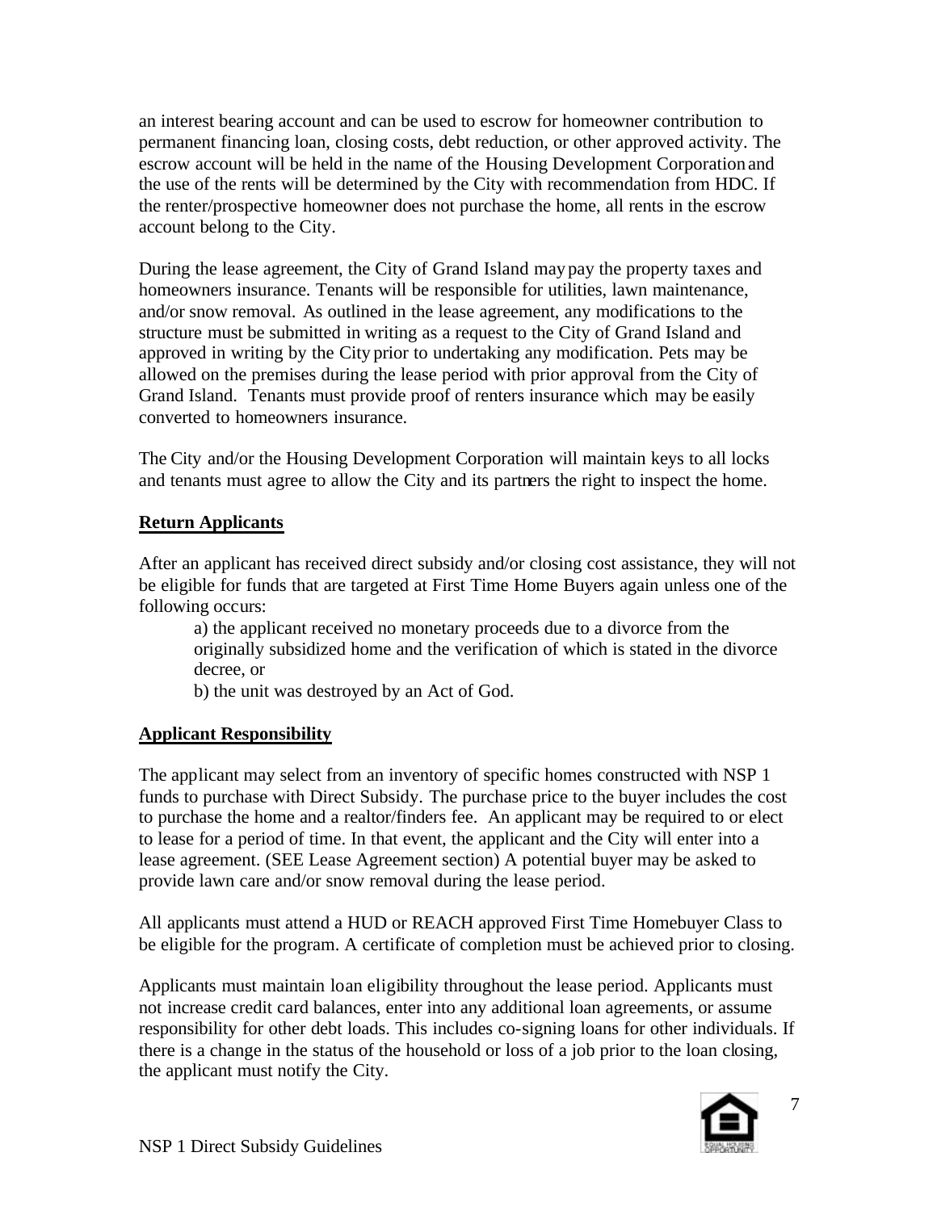an interest bearing account and can be used to escrow for homeowner contribution to permanent financing loan, closing costs, debt reduction, or other approved activity. The escrow account will be held in the name of the Housing Development Corporation and the use of the rents will be determined by the City with recommendation from HDC. If the renter/prospective homeowner does not purchase the home, all rents in the escrow account belong to the City.

During the lease agreement, the City of Grand Island may pay the property taxes and homeowners insurance. Tenants will be responsible for utilities, lawn maintenance, and/or snow removal. As outlined in the lease agreement, any modifications to the structure must be submitted in writing as a request to the City of Grand Island and approved in writing by the City prior to undertaking any modification. Pets may be allowed on the premises during the lease period with prior approval from the City of Grand Island. Tenants must provide proof of renters insurance which may be easily converted to homeowners insurance.

The City and/or the Housing Development Corporation will maintain keys to all locks and tenants must agree to allow the City and its partners the right to inspect the home.

**Return Applicants**

After an applicant has received direct subsidy and/or closing cost assistance, they will not be eligible for funds that are targeted at First Time Home Buyers again unless one of the following occurs:

a) the applicant received no monetary proceeds due to a divorce from the originally subsidized home and the verification of which is stated in the divorce decree, or

b) the unit was destroyed by an Act of God.

**Applicant Responsibility**

The applicant may select from an inventory of specific homes constructed with NSP 1 funds to purchase with Direct Subsidy. The purchase price to the buyer includes the cost to purchase the home and a realtor/finders fee. An applicant may be required to or elect to lease for a period of time. In that event, the applicant and the City will enter into a lease agreement. (SEE Lease Agreement section) A potential buyer may be asked to provide lawn care and/or snow removal during the lease period.

All applicants must attend a HUD or REACH approved First Time Homebuyer Class to be eligible for the program. A certificate of completion must be achieved prior to closing.

Applicants must maintain loan eligibility throughout the lease period. Applicants must not increase credit card balances, enter into any additional loan agreements, or assume responsibility for other debt loads. This includes co-signing loans for other individuals. If there is a change in the status of the household or loss of a job prior to the loan closing, the applicant must notify the City.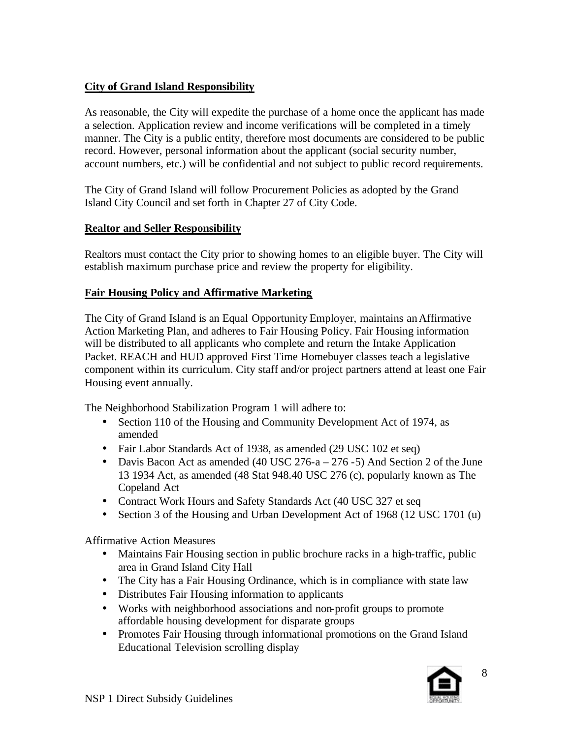**City of Grand Island Responsibility**

As reasonable, the City will expedite the purchase of a home once the applicant has made a selection. Application review and income verifications will be completed in a timely manner. The City is a public entity, therefore most documents are considered to be public record. However, personal information about the applicant (social security number, account numbers, etc.) will be confidential and not subject to public record requirements.

The City of Grand Island will follow Procurement Policies as adopted by the Grand Island City Council and set forth in Chapter 27 of City Code.

**Realtor and Seller Responsibility**

Realtors must contact the City prior to showing homes to an eligible buyer. The City will establish maximum purchase price and review the property for eligibility.

**Fair Housing Policy and Affirmative Marketing**

The City of Grand Island is an Equal Opportunity Employer, maintains an Affirmative Action Marketing Plan, and adheres to Fair Housing Policy. Fair Housing information will be distributed to all applicants who complete and return the Intake Application Packet. REACH and HUD approved First Time Homebuyer classes teach a legislative component within its curriculum. City staff and/or project partners attend at least one Fair Housing event annually.

The Neighborhood Stabilization Program 1 will adhere to:

- Section 110 of the Housing and Community Development Act of 1974, as amended
- Fair Labor Standards Act of 1938, as amended (29 USC 102 et seq)
- Davis Bacon Act as amended (40 USC 276-a – 276 -5) And Section 2 of the June 13 1934 Act, as amended (48 Stat 948.40 USC 276 (c), popularly known as The Copeland Act
- Contract Work Hours and Safety Standards Act (40 USC 327 et seq
- Section 3 of the Housing and Urban Development Act of 1968 (12 USC 1701 (u)

Affirmative Action Measures

- Maintains Fair Housing section in public brochure racks in a high-traffic, public area in Grand Island City Hall
- The City has a Fair Housing Ordinance, which is in compliance with state law
- Distributes Fair Housing information to applicants
- Works with neighborhood associations and non-profit groups to promote affordable housing development for disparate groups
- Promotes Fair Housing through informational promotions on the Grand Island Educational Television scrolling display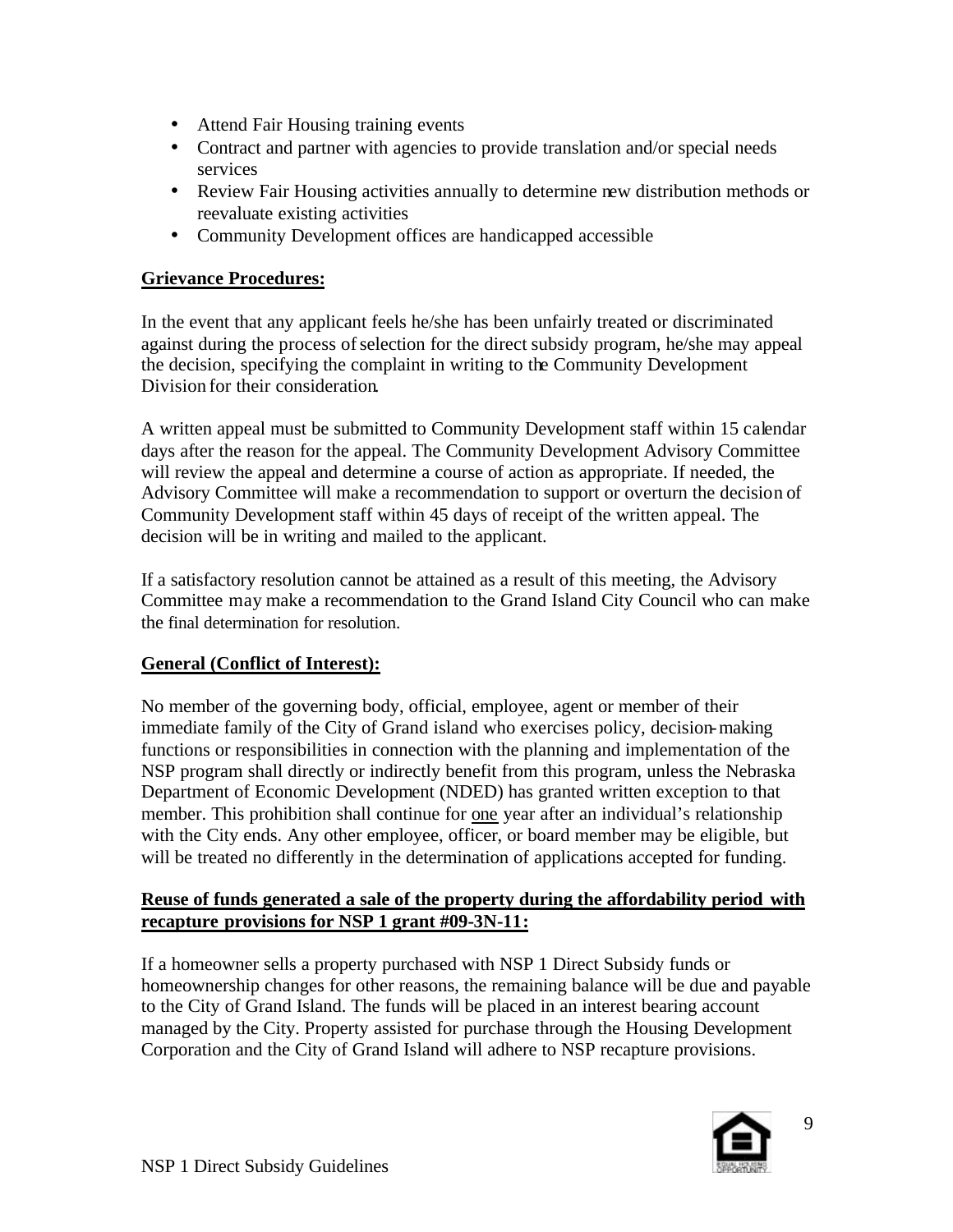- Attend Fair Housing training events
- Contract and partner with agencies to provide translation and/or special needs services
- Review Fair Housing activities annually to determine new distribution methods or reevaluate existing activities
- Community Development offices are handicapped accessible

**Grievance Procedures:**

In the event that any applicant feels he/she has been unfairly treated or discriminated against during the process of selection for the direct subsidy program, he/she may appeal the decision, specifying the complaint in writing to the Community Development Division for their consideration.

A written appeal must be submitted to Community Development staff within 15 calendar days after the reason for the appeal. The Community Development Advisory Committee will review the appeal and determine a course of action as appropriate. If needed, the Advisory Committee will make a recommendation to support or overturn the decision of Community Development staff within 45 days of receipt of the written appeal. The decision will be in writing and mailed to the applicant.

If a satisfactory resolution cannot be attained as a result of this meeting, the Advisory Committee may make a recommendation to the Grand Island City Council who can make the final determination for resolution.

**General (Conflict of Interest):**

No member of the governing body, official, employee, agent or member of their immediate family of the City of Grand island who exercises policy, decision-making functions or responsibilities in connection with the planning and implementation of the NSP program shall directly or indirectly benefit from this program, unless the Nebraska Department of Economic Development (NDED) has granted written exception to that member. This prohibition shall continue for one year after an individual's relationship with the City ends. Any other employee, officer, or board member may be eligible, but will be treated no differently in the determination of applications accepted for funding.

**Reuse of funds generated a sale of the property during the affordability period with recapture provisions for NSP 1 grant #09-3N-11:**

If a homeowner sells a property purchased with NSP 1 Direct Subsidy funds or homeownership changes for other reasons, the remaining balance will be due and payable to the City of Grand Island. The funds will be placed in an interest bearing account managed by the City. Property assisted for purchase through the Housing Development Corporation and the City of Grand Island will adhere to NSP recapture provisions.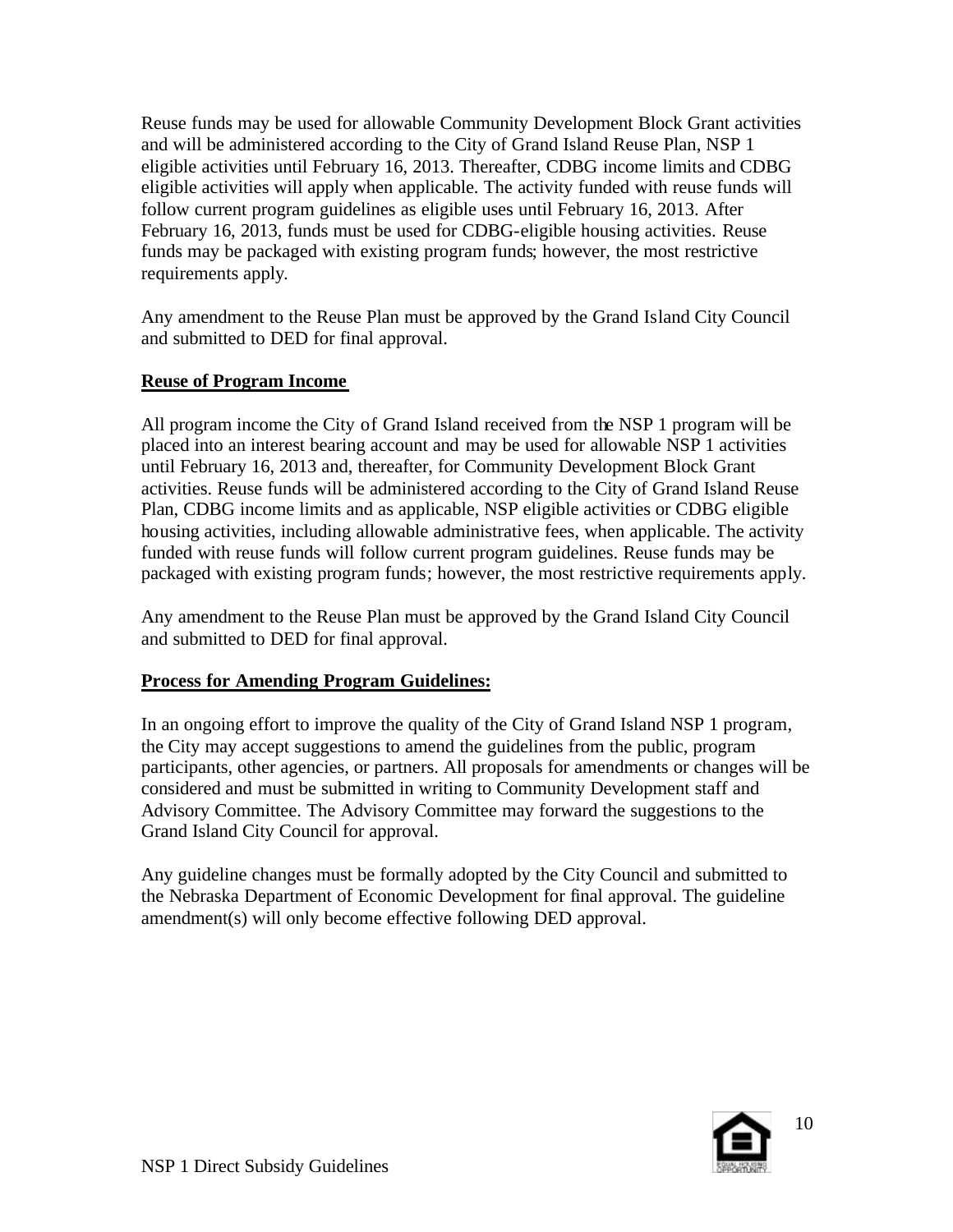Reuse funds may be used for allowable Community Development Block Grant activities and will be administered according to the City of Grand Island Reuse Plan, NSP 1 eligible activities until February 16, 2013. Thereafter, CDBG income limits and CDBG eligible activities will apply when applicable. The activity funded with reuse funds will follow current program guidelines as eligible uses until February 16, 2013. After February 16, 2013, funds must be used for CDBG-eligible housing activities. Reuse funds may be packaged with existing program funds; however, the most restrictive requirements apply.

Any amendment to the Reuse Plan must be approved by the Grand Island City Council and submitted to DED for final approval.

**Reuse of Program Income**

All program income the City of Grand Island received from the NSP 1 program will be placed into an interest bearing account and may be used for allowable NSP 1 activities until February 16, 2013 and, thereafter, for Community Development Block Grant activities. Reuse funds will be administered according to the City of Grand Island Reuse Plan, CDBG income limits and as applicable, NSP eligible activities or CDBG eligible housing activities, including allowable administrative fees, when applicable. The activity funded with reuse funds will follow current program guidelines. Reuse funds may be packaged with existing program funds; however, the most restrictive requirements apply.

Any amendment to the Reuse Plan must be approved by the Grand Island City Council and submitted to DED for final approval.

**Process for Amending Program Guidelines:**

In an ongoing effort to improve the quality of the City of Grand Island NSP 1 program, the City may accept suggestions to amend the guidelines from the public, program participants, other agencies, or partners. All proposals for amendments or changes will be considered and must be submitted in writing to Community Development staff and Advisory Committee. The Advisory Committee may forward the suggestions to the Grand Island City Council for approval.

Any guideline changes must be formally adopted by the City Council and submitted to the Nebraska Department of Economic Development for final approval. The guideline amendment(s) will only become effective following DED approval.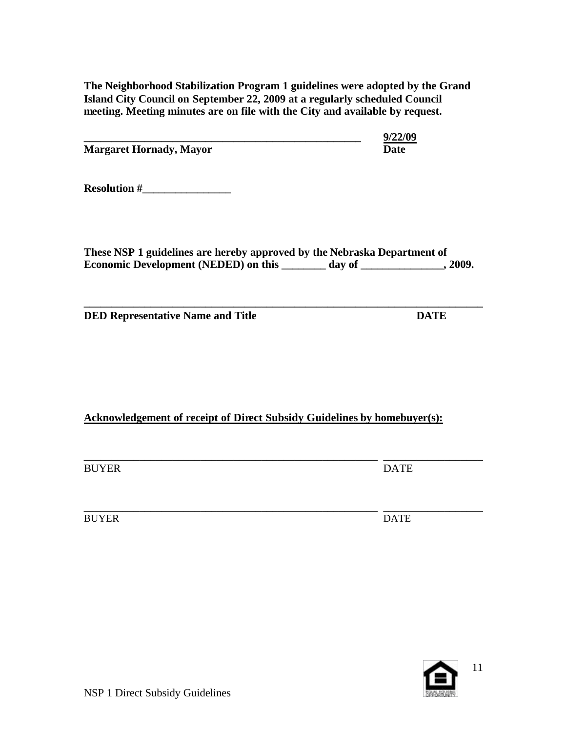**The Neighborhood Stabilization Program 1 guidelines were adopted by the Grand Island City Council on September 22, 2009 at a regularly scheduled Council meeting. Meeting minutes are on file with the City and available by request.**

**_____________________________________________________ 9/22/09**
**Margaret Hornady, Mayor Date**

**Resolution #________________**

**These NSP 1 guidelines are hereby approved by the Nebraska Department of Economic Development (NEDED) on this ________ day of _______________, 2009.**

**_____________________________________________________________________________**
**DED Representative Name and Title DATE**

**Acknowledgement of receipt of Direct Subsidy Guidelines by homebuyer(s):**

________________________________________________________ __________________
BUYER DATE

________________________________________________________ __________________
BUYER DATE

NSP 1 Direct Subsidy Guidelines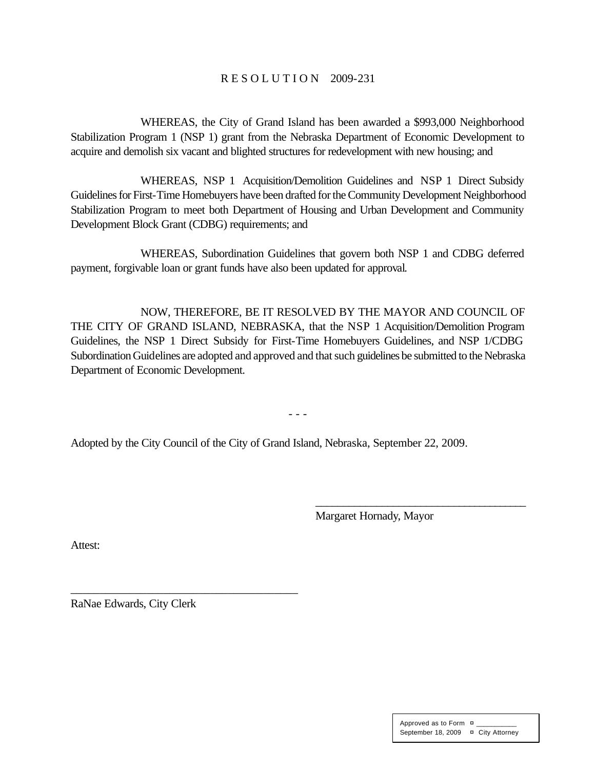# R E S O L U T I O N 2009-231

WHEREAS, the City of Grand Island has been awarded a $993,000 Neighborhood Stabilization Program 1 (NSP 1) grant from the Nebraska Department of Economic Development to acquire and demolish six vacant and blighted structures for redevelopment with new housing; and

WHEREAS, NSP 1 Acquisition/Demolition Guidelines and NSP 1 Direct Subsidy Guidelines for First-Time Homebuyers have been drafted for the Community Development Neighborhood Stabilization Program to meet both Department of Housing and Urban Development and Community Development Block Grant (CDBG) requirements; and

WHEREAS, Subordination Guidelines that govern both NSP 1 and CDBG deferred payment, forgivable loan or grant funds have also been updated for approval.

NOW, THEREFORE, BE IT RESOLVED BY THE MAYOR AND COUNCIL OF THE CITY OF GRAND ISLAND, NEBRASKA, that the NSP 1 Acquisition/Demolition Program Guidelines, the NSP 1 Direct Subsidy for First-Time Homebuyers Guidelines, and NSP 1/CDBG Subordination Guidelines are adopted and approved and that such guidelines be submitted to the Nebraska Department of Economic Development.

- - -

Adopted by the City Council of the City of Grand Island, Nebraska, September 22, 2009.

_____________________________________
Margaret Hornady, Mayor

Attest:

_____________________________________
RaNae Edwards, City Clerk

Approved as to Form ¤ ___________
September 18, 2009 ¤ City Attorney